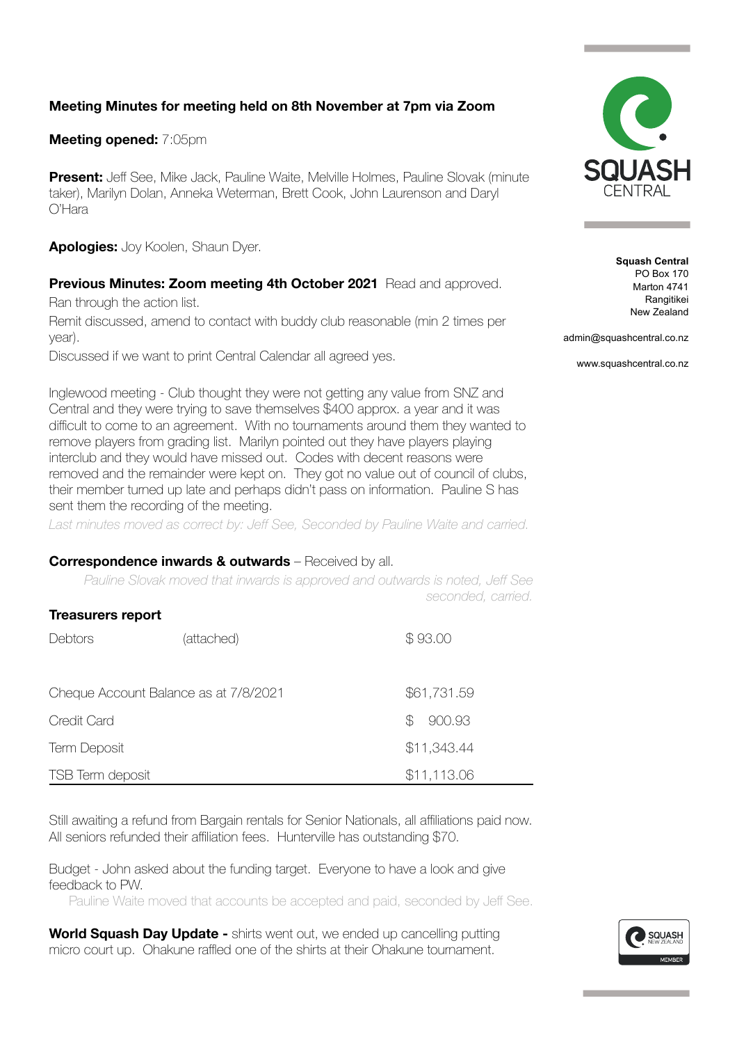**Meeting Minutes for meeting held on 8th November at 7pm via Zoom**

**Squash Central**
PO Box 170
Marton 4741
Rangitikei
New Zealand

admin@squashcentral.co.nz

www.squashcentral.co.nz

**Meeting opened:** 7:05pm

**Present:** Jeff See, Mike Jack, Pauline Waite, Melville Holmes, Pauline Slovak (minute taker), Marilyn Dolan, Anneka Weterman, Brett Cook, John Laurenson and Daryl O'Hara

**Apologies:** Joy Koolen, Shaun Dyer.

**Previous Minutes: Zoom meeting 4th October 2021** Read and approved.
Ran through the action list.
Remit discussed, amend to contact with buddy club reasonable (min 2 times per year).
Discussed if we want to print Central Calendar all agreed yes.

Inglewood meeting - Club thought they were not getting any value from SNZ and Central and they were trying to save themselves $400 approx. a year and it was difficult to come to an agreement. With no tournaments around them they wanted to remove players from grading list. Marilyn pointed out they have players playing interclub and they would have missed out. Codes with decent reasons were removed and the remainder were kept on. They got no value out of council of clubs, their member turned up late and perhaps didn't pass on information. Pauline S has sent them the recording of the meeting.
*Last minutes moved as correct by: Jeff See, Seconded by Pauline Waite and carried.*

**Correspondence inwards & outwards** – Received by all.
*Pauline Slovak moved that inwards is approved and outwards is noted, Jeff See seconded, carried.*

**Treasurers report**

| | | |
|---|---|---|
| Debtors | (attached) | $ 93.00 |
| Cheque Account Balance as at 7/8/2021 | | $61,731.59 |
| Credit Card | | $ 900.93 |
| Term Deposit | | $11,343.44 |
| TSB Term deposit | | $11,113.06 |

Still awaiting a refund from Bargain rentals for Senior Nationals, all affiliations paid now. All seniors refunded their affiliation fees. Hunterville has outstanding $70.

Budget - John asked about the funding target. Everyone to have a look and give feedback to PW.
Pauline Waite moved that accounts be accepted and paid, seconded by Jeff See.

**World Squash Day Update -** shirts went out, we ended up cancelling putting micro court up. Ohakune raffled one of the shirts at their Ohakune tournament.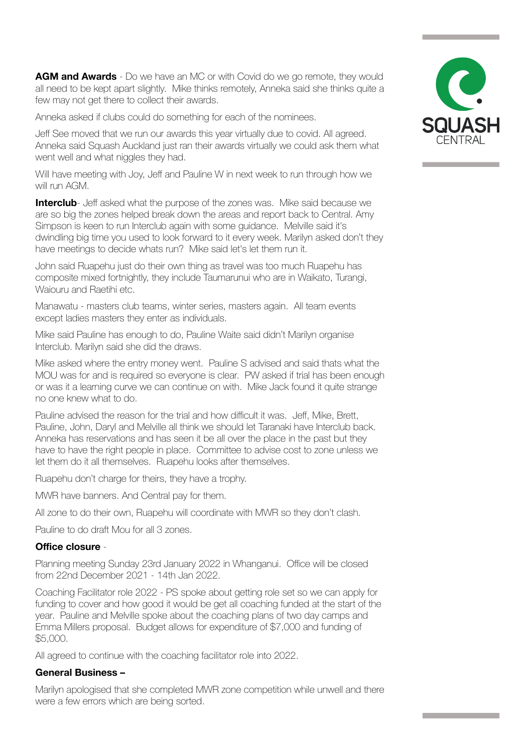**AGM and Awards** - Do we have an MC or with Covid do we go remote, they would all need to be kept apart slightly. Mike thinks remotely, Anneka said she thinks quite a few may not get there to collect their awards.

Anneka asked if clubs could do something for each of the nominees.

Jeff See moved that we run our awards this year virtually due to covid. All agreed. Anneka said Squash Auckland just ran their awards virtually we could ask them what went well and what niggles they had.

Will have meeting with Joy, Jeff and Pauline W in next week to run through how we will run AGM.

**Interclub**- Jeff asked what the purpose of the zones was. Mike said because we are so big the zones helped break down the areas and report back to Central. Amy Simpson is keen to run Interclub again with some guidance. Melville said it's dwindling big time you used to look forward to it every week. Marilyn asked don't they have meetings to decide whats run? Mike said let's let them run it.

John said Ruapehu just do their own thing as travel was too much Ruapehu has composite mixed fortnightly, they include Taumarunui who are in Waikato, Turangi, Waiouru and Raetihi etc.

Manawatu - masters club teams, winter series, masters again. All team events except ladies masters they enter as individuals.

Mike said Pauline has enough to do, Pauline Waite said didn't Marilyn organise Interclub. Marilyn said she did the draws.

Mike asked where the entry money went. Pauline S advised and said thats what the MOU was for and is required so everyone is clear. PW asked if trial has been enough or was it a learning curve we can continue on with. Mike Jack found it quite strange no one knew what to do.

Pauline advised the reason for the trial and how difficult it was. Jeff, Mike, Brett, Pauline, John, Daryl and Melville all think we should let Taranaki have Interclub back. Anneka has reservations and has seen it be all over the place in the past but they have to have the right people in place. Committee to advise cost to zone unless we let them do it all themselves. Ruapehu looks after themselves.

Ruapehu don't charge for theirs, they have a trophy.

MWR have banners. And Central pay for them.

All zone to do their own, Ruapehu will coordinate with MWR so they don't clash.

Pauline to do draft Mou for all 3 zones.

**Office closure** -

Planning meeting Sunday 23rd January 2022 in Whanganui. Office will be closed from 22nd December 2021 - 14th Jan 2022.

Coaching Facilitator role 2022 - PS spoke about getting role set so we can apply for funding to cover and how good it would be get all coaching funded at the start of the year. Pauline and Melville spoke about the coaching plans of two day camps and Emma Millers proposal. Budget allows for expenditure of $7,000 and funding of $5,000.

All agreed to continue with the coaching facilitator role into 2022.

**General Business –**

Marilyn apologised that she completed MWR zone competition while unwell and there were a few errors which are being sorted.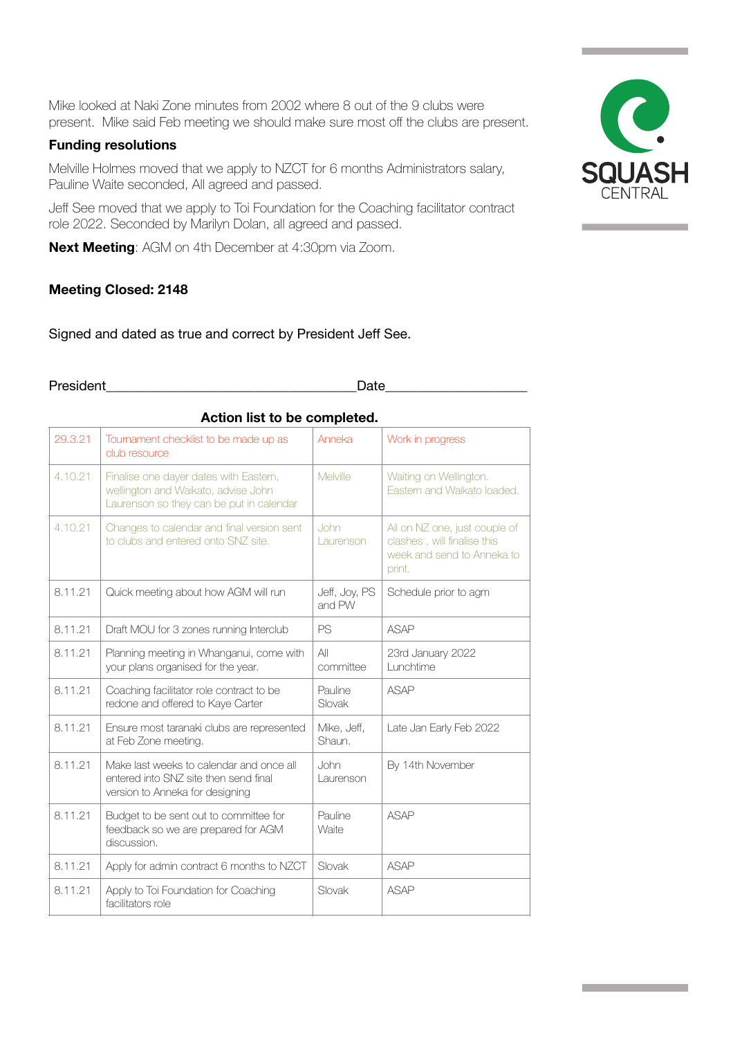Mike looked at Naki Zone minutes from 2002 where 8 out of the 9 clubs were present. Mike said Feb meeting we should make sure most off the clubs are present.

**Funding resolutions**

Melville Holmes moved that we apply to NZCT for 6 months Administrators salary, Pauline Waite seconded, All agreed and passed.

Jeff See moved that we apply to Toi Foundation for the Coaching facilitator contract role 2022. Seconded by Marilyn Dolan, all agreed and passed.

**Next Meeting**: AGM on 4th December at 4:30pm via Zoom.

**Meeting Closed: 2148**

Signed and dated as true and correct by President Jeff See.

President_________________________________Date__________________

**Action list to be completed.**

| | | | |
|---|---|---|---|
| 29.3.21 | Tournament checklist to be made up as club resource | Anneka | Work in progress |
| 4.10.21 | Finalise one dayer dates with Eastern, wellington and Waikato, advise John Laurenson so they can be put in calendar | Melville | Waiting on Wellington. Eastern and Waikato loaded. |
| 4.10.21 | Changes to calendar and final version sent to clubs and entered onto SNZ site. | John Laurenson | All on NZ one, just couple of clashes , will finalise this week and send to Anneka to print. |
| 8.11.21 | Quick meeting about how AGM will run | Jeff, Joy, PS and PW | Schedule prior to agm |
| 8.11.21 | Draft MOU for 3 zones running Interclub | PS | ASAP |
| 8.11.21 | Planning meeting in Whanganui, come with your plans organised for the year. | All committee | 23rd January 2022 Lunchtime |
| 8.11.21 | Coaching facilitator role contract to be redone and offered to Kaye Carter | Pauline Slovak | ASAP |
| 8.11.21 | Ensure most taranaki clubs are represented at Feb Zone meeting. | Mike, Jeff, Shaun. | Late Jan Early Feb 2022 |
| 8.11.21 | Make last weeks to calendar and once all entered into SNZ site then send final version to Anneka for designing | John Laurenson | By 14th November |
| 8.11.21 | Budget to be sent out to committee for feedback so we are prepared for AGM discussion. | Pauline Waite | ASAP |
| 8.11.21 | Apply for admin contract 6 months to NZCT | Slovak | ASAP |
| 8.11.21 | Apply to Toi Foundation for Coaching facilitators role | Slovak | ASAP |